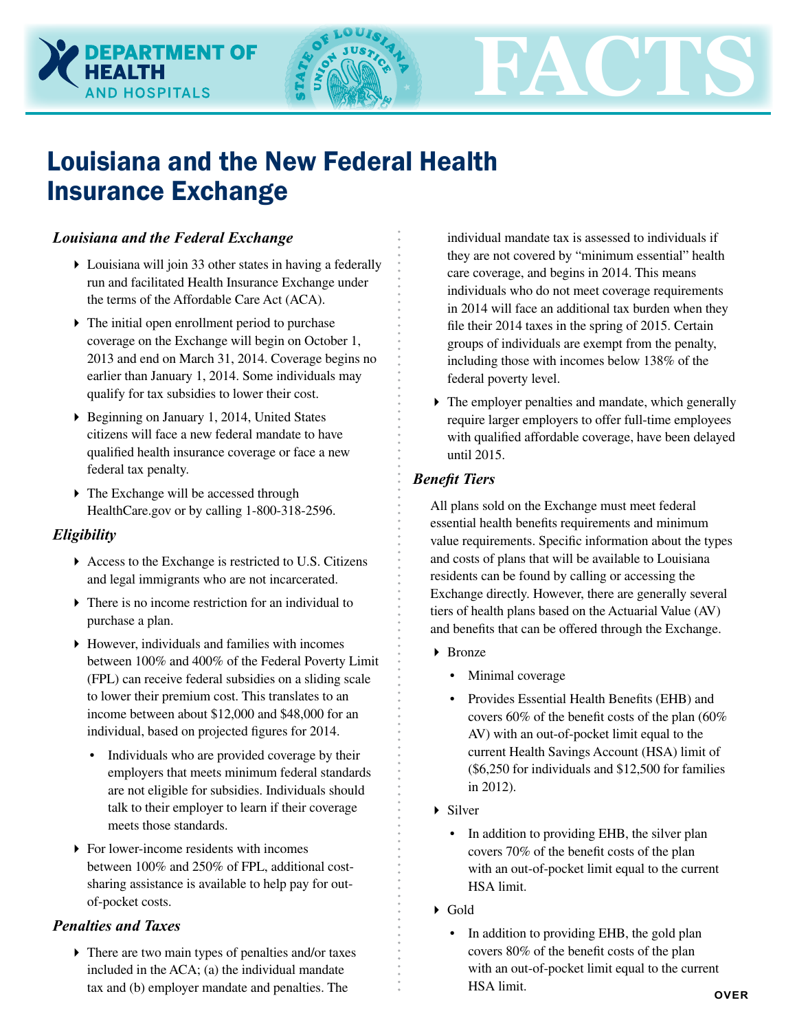DEPARTMENT OF HEALTH AND HOSPITALS

FACTS

# Louisiana and the New Federal Health Insurance Exchange

## *Louisiana and the Federal Exchange*

- Louisiana will join 33 other states in having a federally run and facilitated Health Insurance Exchange under the terms of the Affordable Care Act (ACA).
- The initial open enrollment period to purchase coverage on the Exchange will begin on October 1, 2013 and end on March 31, 2014. Coverage begins no earlier than January 1, 2014. Some individuals may qualify for tax subsidies to lower their cost.
- Beginning on January 1, 2014, United States citizens will face a new federal mandate to have qualified health insurance coverage or face a new federal tax penalty.
- The Exchange will be accessed through HealthCare.gov or by calling 1-800-318-2596.

## *Eligibility*

- Access to the Exchange is restricted to U.S. Citizens and legal immigrants who are not incarcerated.
- There is no income restriction for an individual to purchase a plan.
- However, individuals and families with incomes between 100% and 400% of the Federal Poverty Limit (FPL) can receive federal subsidies on a sliding scale to lower their premium cost. This translates to an income between about $12,000 and $48,000 for an individual, based on projected figures for 2014.
  - Individuals who are provided coverage by their employers that meets minimum federal standards are not eligible for subsidies. Individuals should talk to their employer to learn if their coverage meets those standards.
- For lower-income residents with incomes between 100% and 250% of FPL, additional cost-sharing assistance is available to help pay for out-of-pocket costs.

## *Penalties and Taxes*

- There are two main types of penalties and/or taxes included in the ACA; (a) the individual mandate tax and (b) employer mandate and penalties. The individual mandate tax is assessed to individuals if they are not covered by "minimum essential" health care coverage, and begins in 2014. This means individuals who do not meet coverage requirements in 2014 will face an additional tax burden when they file their 2014 taxes in the spring of 2015. Certain groups of individuals are exempt from the penalty, including those with incomes below 138% of the federal poverty level.
- The employer penalties and mandate, which generally require larger employers to offer full-time employees with qualified affordable coverage, have been delayed until 2015.

## *Benefit Tiers*

All plans sold on the Exchange must meet federal essential health benefits requirements and minimum value requirements. Specific information about the types and costs of plans that will be available to Louisiana residents can be found by calling or accessing the Exchange directly. However, there are generally several tiers of health plans based on the Actuarial Value (AV) and benefits that can be offered through the Exchange.

- Bronze
  - Minimal coverage
  - Provides Essential Health Benefits (EHB) and covers 60% of the benefit costs of the plan (60% AV) with an out-of-pocket limit equal to the current Health Savings Account (HSA) limit of ($6,250 for individuals and $12,500 for families in 2012).
- Silver
  - In addition to providing EHB, the silver plan covers 70% of the benefit costs of the plan with an out-of-pocket limit equal to the current HSA limit.
- Gold
  - In addition to providing EHB, the gold plan covers 80% of the benefit costs of the plan with an out-of-pocket limit equal to the current HSA limit.

OVER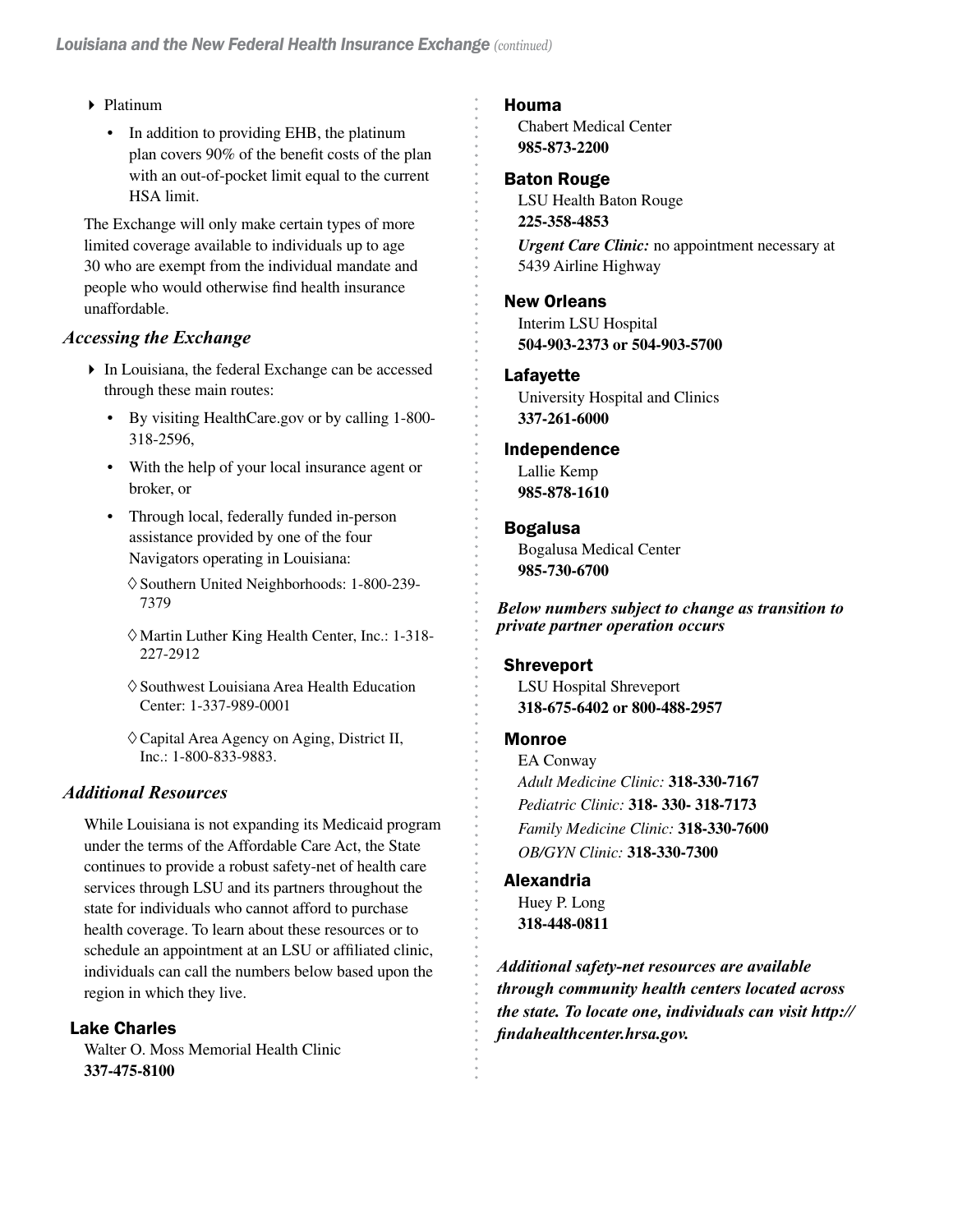- Platinum
  - In addition to providing EHB, the platinum plan covers 90% of the benefit costs of the plan with an out-of-pocket limit equal to the current HSA limit.

The Exchange will only make certain types of more limited coverage available to individuals up to age 30 who are exempt from the individual mandate and people who would otherwise find health insurance unaffordable.

### *Accessing the Exchange*

- In Louisiana, the federal Exchange can be accessed through these main routes:
  - By visiting HealthCare.gov or by calling 1-800-318-2596,
  - With the help of your local insurance agent or broker, or
  - Through local, federally funded in-person assistance provided by one of the four Navigators operating in Louisiana:
    - ◊ Southern United Neighborhoods: 1-800-239-7379
    - ◊ Martin Luther King Health Center, Inc.: 1-318-227-2912
    - ◊ Southwest Louisiana Area Health Education Center: 1-337-989-0001
    - ◊ Capital Area Agency on Aging, District II, Inc.: 1-800-833-9883.

### *Additional Resources*

While Louisiana is not expanding its Medicaid program under the terms of the Affordable Care Act, the State continues to provide a robust safety-net of health care services through LSU and its partners throughout the state for individuals who cannot afford to purchase health coverage. To learn about these resources or to schedule an appointment at an LSU or affiliated clinic, individuals can call the numbers below based upon the region in which they live.

#### Lake Charles

Walter O. Moss Memorial Health Clinic
**337-475-8100**

#### Houma

Chabert Medical Center
**985-873-2200**

#### Baton Rouge

LSU Health Baton Rouge
**225-358-4853**

***Urgent Care Clinic:*** no appointment necessary at 5439 Airline Highway

#### New Orleans

Interim LSU Hospital
**504-903-2373 or 504-903-5700**

#### Lafayette

University Hospital and Clinics
**337-261-6000**

#### Independence

Lallie Kemp
**985-878-1610**

#### Bogalusa

Bogalusa Medical Center
**985-730-6700**

***Below numbers subject to change as transition to private partner operation occurs***

#### Shreveport

LSU Hospital Shreveport
**318-675-6402 or 800-488-2957**

#### Monroe

EA Conway
*Adult Medicine Clinic:* **318-330-7167**
*Pediatric Clinic:* **318- 330- 318-7173**
*Family Medicine Clinic:* **318-330-7600**
*OB/GYN Clinic:* **318-330-7300**

#### Alexandria

Huey P. Long
**318-448-0811**

***Additional safety-net resources are available through community health centers located across the state. To locate one, individuals can visit http://findahealthcenter.hrsa.gov.***